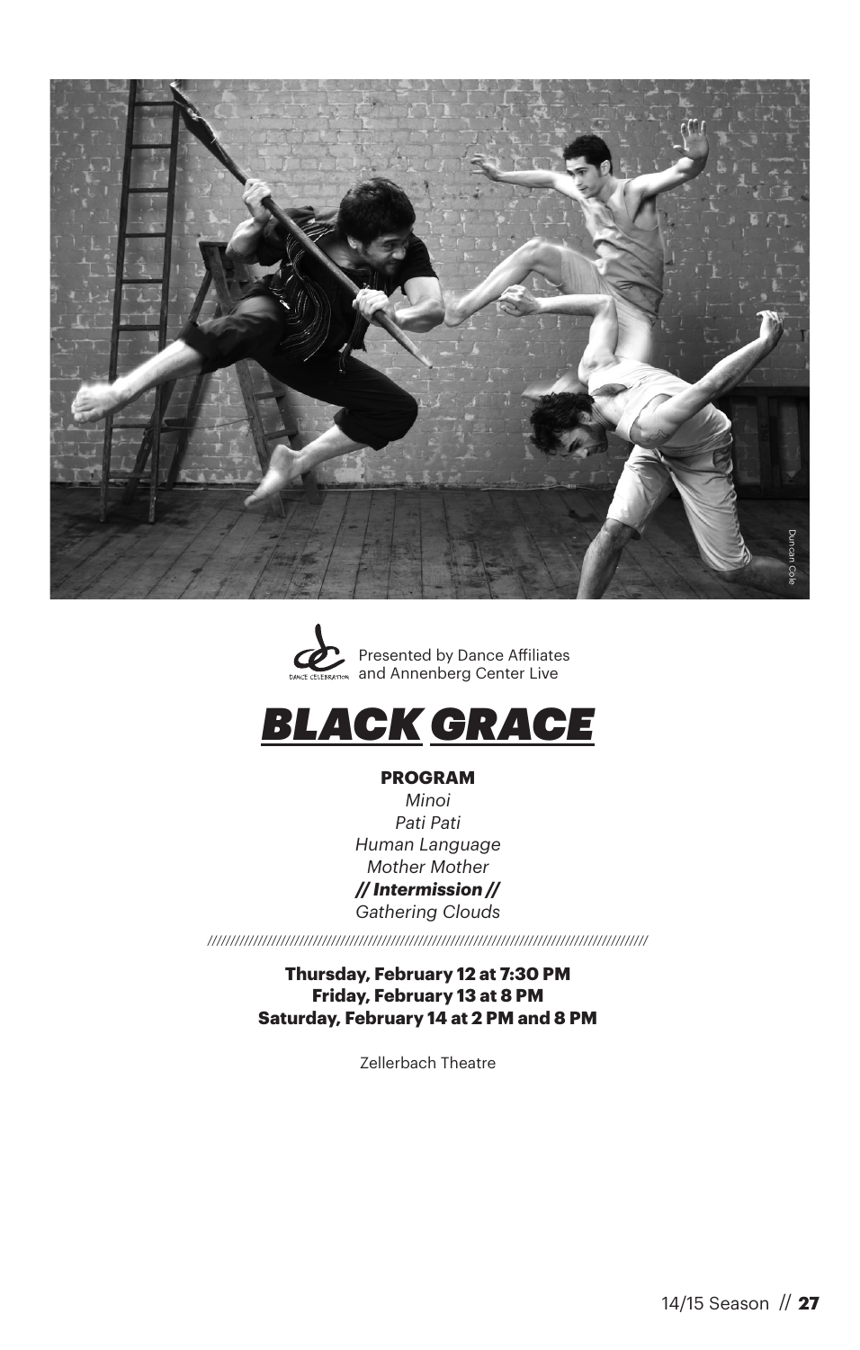Duncan Cole

Presented by Dance Affiliates and Annenberg Center Live

# BLACK GRACE

**PROGRAM**

*Minoi*

*Pati Pati*

*Human Language*

*Mother Mother*

***// Intermission //***

*Gathering Clouds*

**Thursday, February 12 at 7:30 PM**
**Friday, February 13 at 8 PM**
**Saturday, February 14 at 2 PM and 8 PM**

Zellerbach Theatre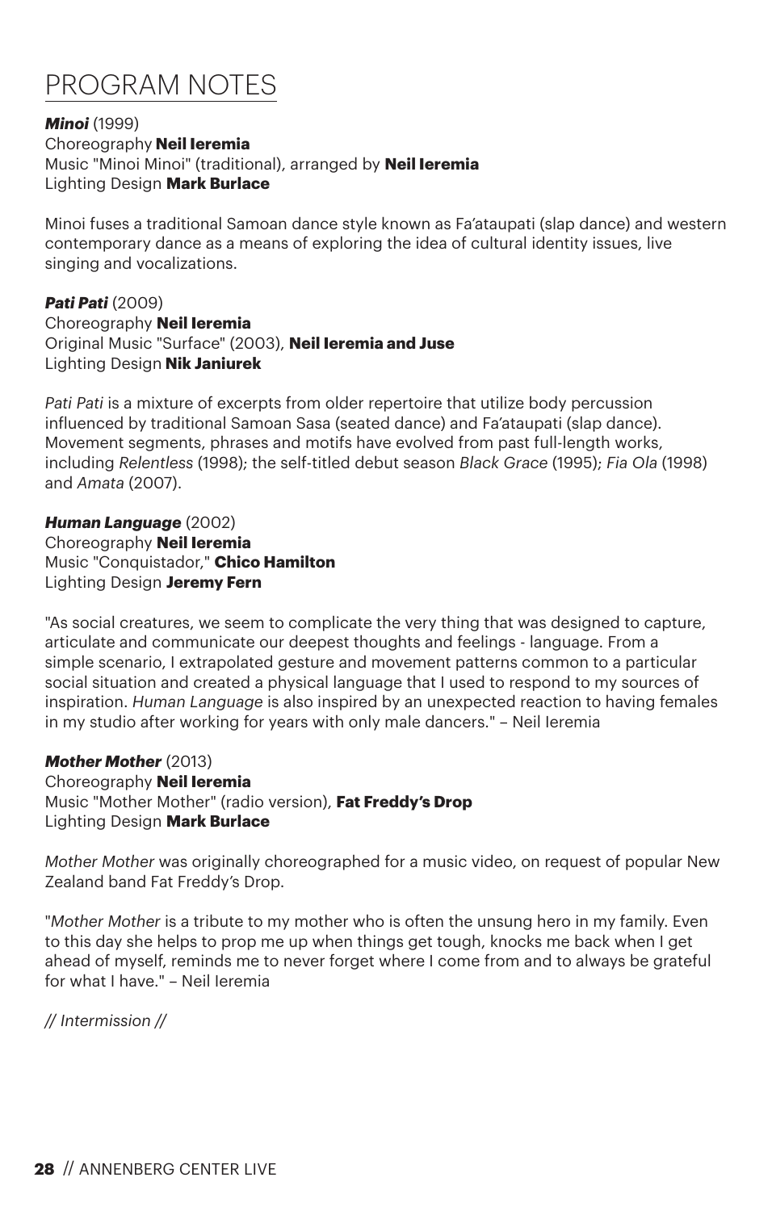# PROGRAM NOTES

***Minoi*** (1999)
Choreography **Neil Ieremia**
Music "Minoi Minoi" (traditional), arranged by **Neil Ieremia**
Lighting Design **Mark Burlace**

Minoi fuses a traditional Samoan dance style known as Fa'ataupati (slap dance) and western contemporary dance as a means of exploring the idea of cultural identity issues, live singing and vocalizations.

***Pati Pati*** (2009)
Choreography **Neil Ieremia**
Original Music "Surface" (2003), **Neil Ieremia and Juse**
Lighting Design **Nik Janiurek**

*Pati Pati* is a mixture of excerpts from older repertoire that utilize body percussion influenced by traditional Samoan Sasa (seated dance) and Fa'ataupati (slap dance). Movement segments, phrases and motifs have evolved from past full-length works, including *Relentless* (1998); the self-titled debut season *Black Grace* (1995); *Fia Ola* (1998) and *Amata* (2007).

***Human Language*** (2002)
Choreography **Neil Ieremia**
Music "Conquistador," **Chico Hamilton**
Lighting Design **Jeremy Fern**

"As social creatures, we seem to complicate the very thing that was designed to capture, articulate and communicate our deepest thoughts and feelings - language. From a simple scenario, I extrapolated gesture and movement patterns common to a particular social situation and created a physical language that I used to respond to my sources of inspiration. *Human Language* is also inspired by an unexpected reaction to having females in my studio after working for years with only male dancers." – Neil Ieremia

***Mother Mother*** (2013)
Choreography **Neil Ieremia**
Music "Mother Mother" (radio version), **Fat Freddy's Drop**
Lighting Design **Mark Burlace**

*Mother Mother* was originally choreographed for a music video, on request of popular New Zealand band Fat Freddy's Drop.

"*Mother Mother* is a tribute to my mother who is often the unsung hero in my family. Even to this day she helps to prop me up when things get tough, knocks me back when I get ahead of myself, reminds me to never forget where I come from and to always be grateful for what I have." – Neil Ieremia

*// Intermission //*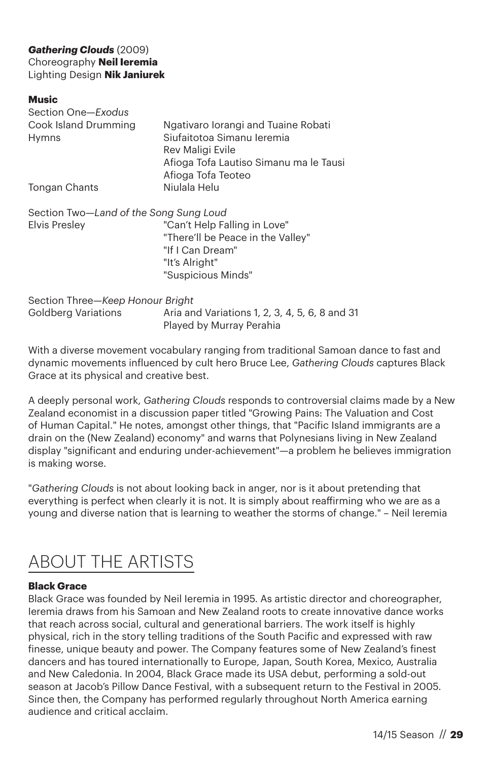***Gathering Clouds*** (2009)
Choreography **Neil Ieremia**
Lighting Design **Nik Janiurek**

**Music**

Section One—*Exodus*

| | |
|---|---|
| Cook Island Drumming | Ngativaro Iorangi and Tuaine Robati |
| Hymns | Siufaitotoa Simanu Ieremia |
| | Rev Maligi Evile |
| | Afioga Tofa Lautiso Simanu ma le Tausi |
| | Afioga Tofa Teoteo |
| Tongan Chants | Niulala Helu |

Section Two—*Land of the Song Sung Loud*

| | |
|---|---|
| Elvis Presley | "Can't Help Falling in Love" |
| | "There'll be Peace in the Valley" |
| | "If I Can Dream" |
| | "It's Alright" |
| | "Suspicious Minds" |

Section Three—*Keep Honour Bright*

| | |
|---|---|
| Goldberg Variations | Aria and Variations 1, 2, 3, 4, 5, 6, 8 and 31 |
| | Played by Murray Perahia |

With a diverse movement vocabulary ranging from traditional Samoan dance to fast and dynamic movements influenced by cult hero Bruce Lee, *Gathering Clouds* captures Black Grace at its physical and creative best.

A deeply personal work, *Gathering Clouds* responds to controversial claims made by a New Zealand economist in a discussion paper titled "Growing Pains: The Valuation and Cost of Human Capital." He notes, amongst other things, that "Pacific Island immigrants are a drain on the (New Zealand) economy" and warns that Polynesians living in New Zealand display "significant and enduring under-achievement"—a problem he believes immigration is making worse.

"*Gathering Clouds* is not about looking back in anger, nor is it about pretending that everything is perfect when clearly it is not. It is simply about reaffirming who we are as a young and diverse nation that is learning to weather the storms of change." – Neil Ieremia

# ABOUT THE ARTISTS

**Black Grace**

Black Grace was founded by Neil Ieremia in 1995. As artistic director and choreographer, Ieremia draws from his Samoan and New Zealand roots to create innovative dance works that reach across social, cultural and generational barriers. The work itself is highly physical, rich in the story telling traditions of the South Pacific and expressed with raw finesse, unique beauty and power. The Company features some of New Zealand's finest dancers and has toured internationally to Europe, Japan, South Korea, Mexico, Australia and New Caledonia. In 2004, Black Grace made its USA debut, performing a sold-out season at Jacob's Pillow Dance Festival, with a subsequent return to the Festival in 2005. Since then, the Company has performed regularly throughout North America earning audience and critical acclaim.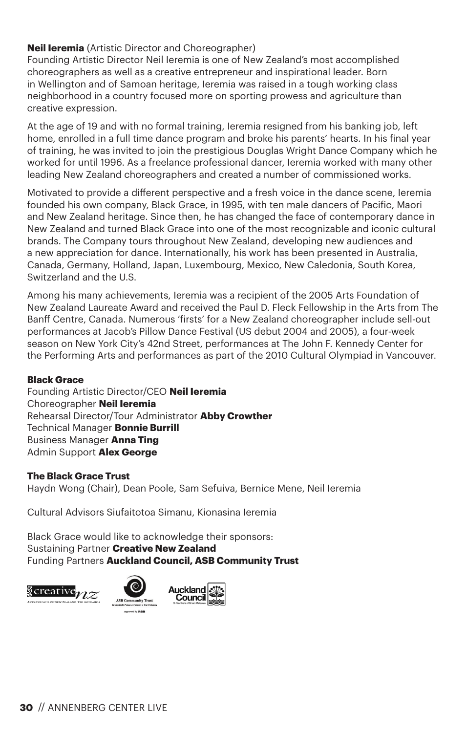**Neil Ieremia** (Artistic Director and Choreographer)
Founding Artistic Director Neil Ieremia is one of New Zealand's most accomplished choreographers as well as a creative entrepreneur and inspirational leader. Born in Wellington and of Samoan heritage, Ieremia was raised in a tough working class neighborhood in a country focused more on sporting prowess and agriculture than creative expression.

At the age of 19 and with no formal training, Ieremia resigned from his banking job, left home, enrolled in a full time dance program and broke his parents' hearts. In his final year of training, he was invited to join the prestigious Douglas Wright Dance Company which he worked for until 1996. As a freelance professional dancer, Ieremia worked with many other leading New Zealand choreographers and created a number of commissioned works.

Motivated to provide a different perspective and a fresh voice in the dance scene, Ieremia founded his own company, Black Grace, in 1995, with ten male dancers of Pacific, Maori and New Zealand heritage. Since then, he has changed the face of contemporary dance in New Zealand and turned Black Grace into one of the most recognizable and iconic cultural brands. The Company tours throughout New Zealand, developing new audiences and a new appreciation for dance. Internationally, his work has been presented in Australia, Canada, Germany, Holland, Japan, Luxembourg, Mexico, New Caledonia, South Korea, Switzerland and the U.S.

Among his many achievements, Ieremia was a recipient of the 2005 Arts Foundation of New Zealand Laureate Award and received the Paul D. Fleck Fellowship in the Arts from The Banff Centre, Canada. Numerous 'firsts' for a New Zealand choreographer include sell-out performances at Jacob's Pillow Dance Festival (US debut 2004 and 2005), a four-week season on New York City's 42nd Street, performances at The John F. Kennedy Center for the Performing Arts and performances as part of the 2010 Cultural Olympiad in Vancouver.

**Black Grace**
Founding Artistic Director/CEO **Neil Ieremia**
Choreographer **Neil Ieremia**
Rehearsal Director/Tour Administrator **Abby Crowther**
Technical Manager **Bonnie Burrill**
Business Manager **Anna Ting**
Admin Support **Alex George**

**The Black Grace Trust**
Haydn Wong (Chair), Dean Poole, Sam Sefuiva, Bernice Mene, Neil Ieremia

Cultural Advisors Siufaitotoa Simanu, Kionasina Ieremia

Black Grace would like to acknowledge their sponsors:
Sustaining Partner **Creative New Zealand**
Funding Partners **Auckland Council, ASB Community Trust**